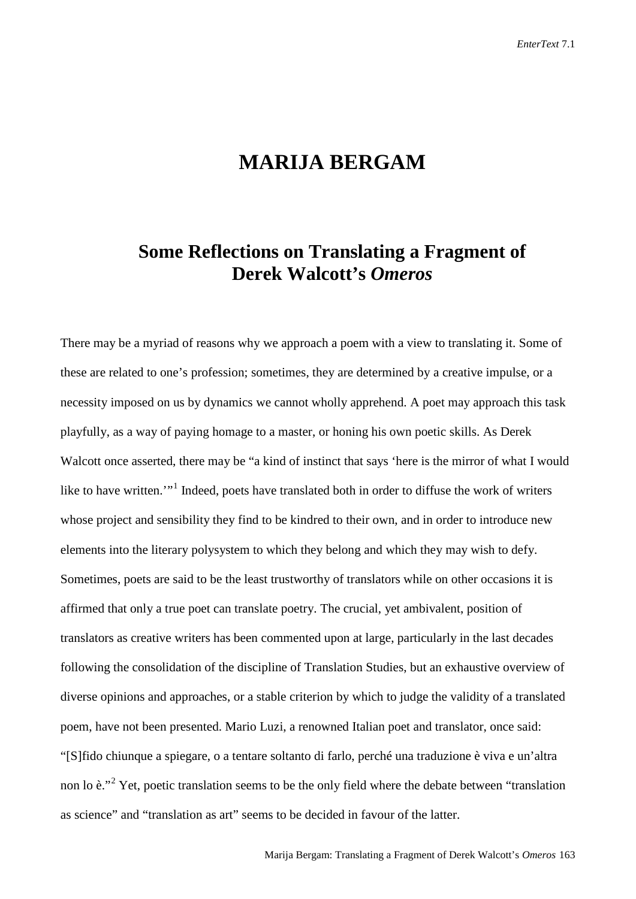# MARIJA BERGAM

## Some Reflections on Translating a Fragment of Derek Walcott's *Omeros*

There may be a myriad of reasons why we approach a poem with a view to translating it. Some of these are related to one's profession; sometimes, they are determined by a creative impulse, or a necessity imposed on us by dynamics we cannot wholly apprehend. A poet may approach this task playfully, as a way of paying homage to a master, or honing his own poetic skills. As Derek Walcott once asserted, there may be "a kind of instinct that says 'here is the mirror of what I would like to have written.'"[1] Indeed, poets have translated both in order to diffuse the work of writers whose project and sensibility they find to be kindred to their own, and in order to introduce new elements into the literary polysystem to which they belong and which they may wish to defy. Sometimes, poets are said to be the least trustworthy of translators while on other occasions it is affirmed that only a true poet can translate poetry. The crucial, yet ambivalent, position of translators as creative writers has been commented upon at large, particularly in the last decades following the consolidation of the discipline of Translation Studies, but an exhaustive overview of diverse opinions and approaches, or a stable criterion by which to judge the validity of a translated poem, have not been presented. Mario Luzi, a renowned Italian poet and translator, once said: "[S]fido chiunque a spiegare, o a tentare soltanto di farlo, perché una traduzione è viva e un'altra non lo è."[2] Yet, poetic translation seems to be the only field where the debate between "translation as science" and "translation as art" seems to be decided in favour of the latter.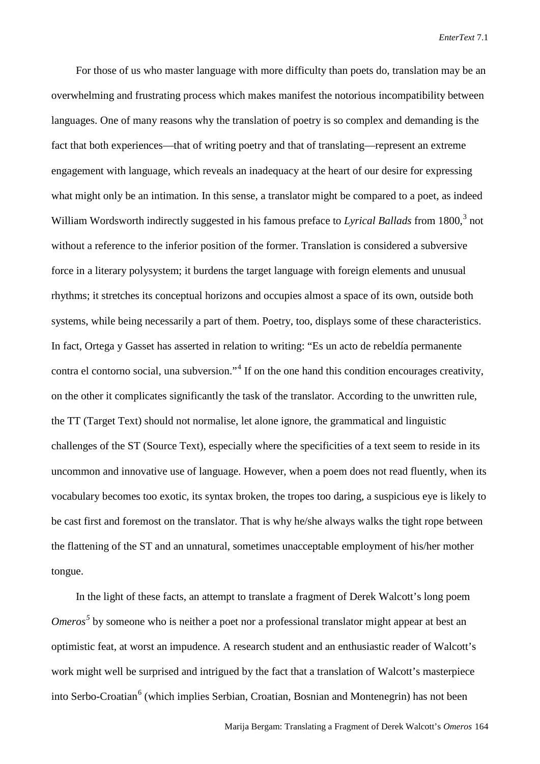For those of us who master language with more difficulty than poets do, translation may be an overwhelming and frustrating process which makes manifest the notorious incompatibility between languages. One of many reasons why the translation of poetry is so complex and demanding is the fact that both experiences—that of writing poetry and that of translating—represent an extreme engagement with language, which reveals an inadequacy at the heart of our desire for expressing what might only be an intimation. In this sense, a translator might be compared to a poet, as indeed William Wordsworth indirectly suggested in his famous preface to *Lyrical Ballads* from 1800,[3] not without a reference to the inferior position of the former. Translation is considered a subversive force in a literary polysystem; it burdens the target language with foreign elements and unusual rhythms; it stretches its conceptual horizons and occupies almost a space of its own, outside both systems, while being necessarily a part of them. Poetry, too, displays some of these characteristics. In fact, Ortega y Gasset has asserted in relation to writing: "Es un acto de rebeldía permanente contra el contorno social, una subversion."[4] If on the one hand this condition encourages creativity, on the other it complicates significantly the task of the translator. According to the unwritten rule, the TT (Target Text) should not normalise, let alone ignore, the grammatical and linguistic challenges of the ST (Source Text), especially where the specificities of a text seem to reside in its uncommon and innovative use of language. However, when a poem does not read fluently, when its vocabulary becomes too exotic, its syntax broken, the tropes too daring, a suspicious eye is likely to be cast first and foremost on the translator. That is why he/she always walks the tight rope between the flattening of the ST and an unnatural, sometimes unacceptable employment of his/her mother tongue.

In the light of these facts, an attempt to translate a fragment of Derek Walcott's long poem *Omeros*[5] by someone who is neither a poet nor a professional translator might appear at best an optimistic feat, at worst an impudence. A research student and an enthusiastic reader of Walcott's work might well be surprised and intrigued by the fact that a translation of Walcott's masterpiece into Serbo-Croatian[6] (which implies Serbian, Croatian, Bosnian and Montenegrin) has not been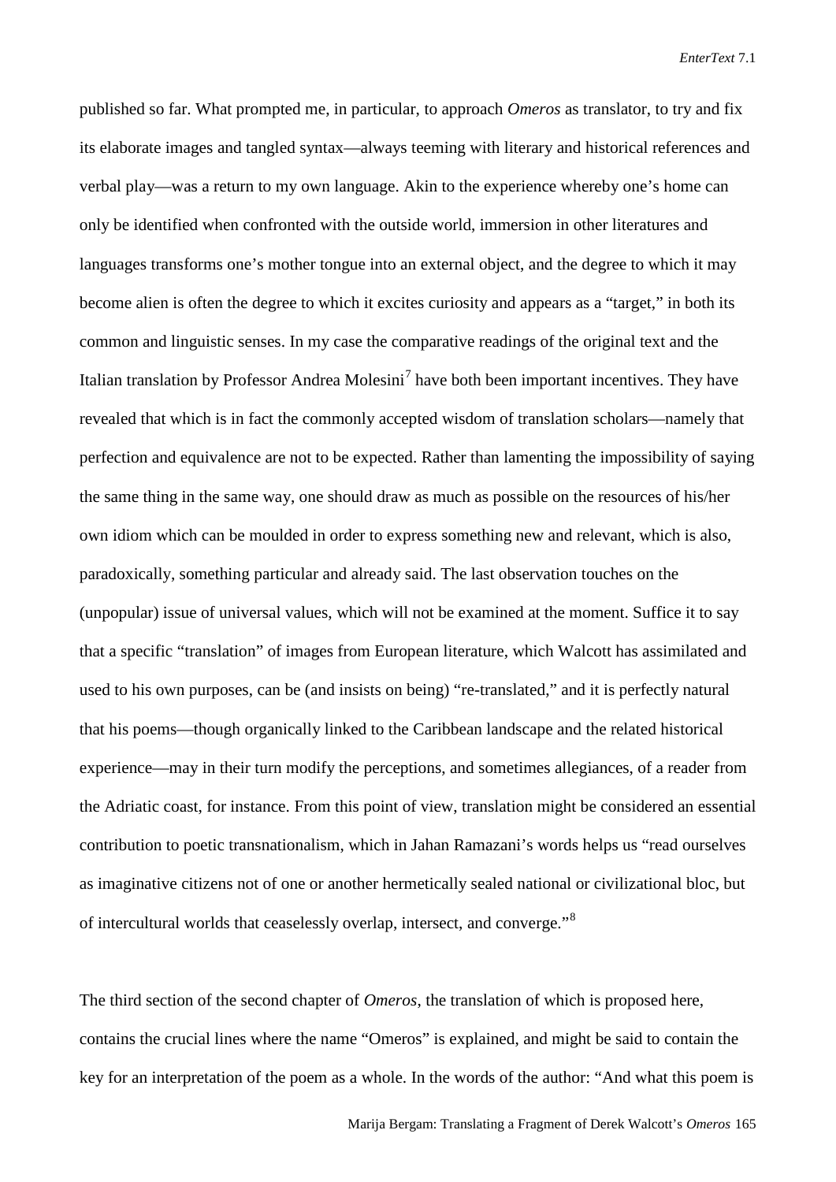published so far. What prompted me, in particular, to approach *Omeros* as translator, to try and fix its elaborate images and tangled syntax—always teeming with literary and historical references and verbal play—was a return to my own language. Akin to the experience whereby one's home can only be identified when confronted with the outside world, immersion in other literatures and languages transforms one's mother tongue into an external object, and the degree to which it may become alien is often the degree to which it excites curiosity and appears as a "target," in both its common and linguistic senses. In my case the comparative readings of the original text and the Italian translation by Professor Andrea Molesini[7] have both been important incentives. They have revealed that which is in fact the commonly accepted wisdom of translation scholars—namely that perfection and equivalence are not to be expected. Rather than lamenting the impossibility of saying the same thing in the same way, one should draw as much as possible on the resources of his/her own idiom which can be moulded in order to express something new and relevant, which is also, paradoxically, something particular and already said. The last observation touches on the (unpopular) issue of universal values, which will not be examined at the moment. Suffice it to say that a specific "translation" of images from European literature, which Walcott has assimilated and used to his own purposes, can be (and insists on being) "re-translated," and it is perfectly natural that his poems—though organically linked to the Caribbean landscape and the related historical experience—may in their turn modify the perceptions, and sometimes allegiances, of a reader from the Adriatic coast, for instance. From this point of view, translation might be considered an essential contribution to poetic transnationalism, which in Jahan Ramazani's words helps us "read ourselves as imaginative citizens not of one or another hermetically sealed national or civilizational bloc, but of intercultural worlds that ceaselessly overlap, intersect, and converge."[8]

The third section of the second chapter of *Omeros*, the translation of which is proposed here, contains the crucial lines where the name "Omeros" is explained, and might be said to contain the key for an interpretation of the poem as a whole. In the words of the author: "And what this poem is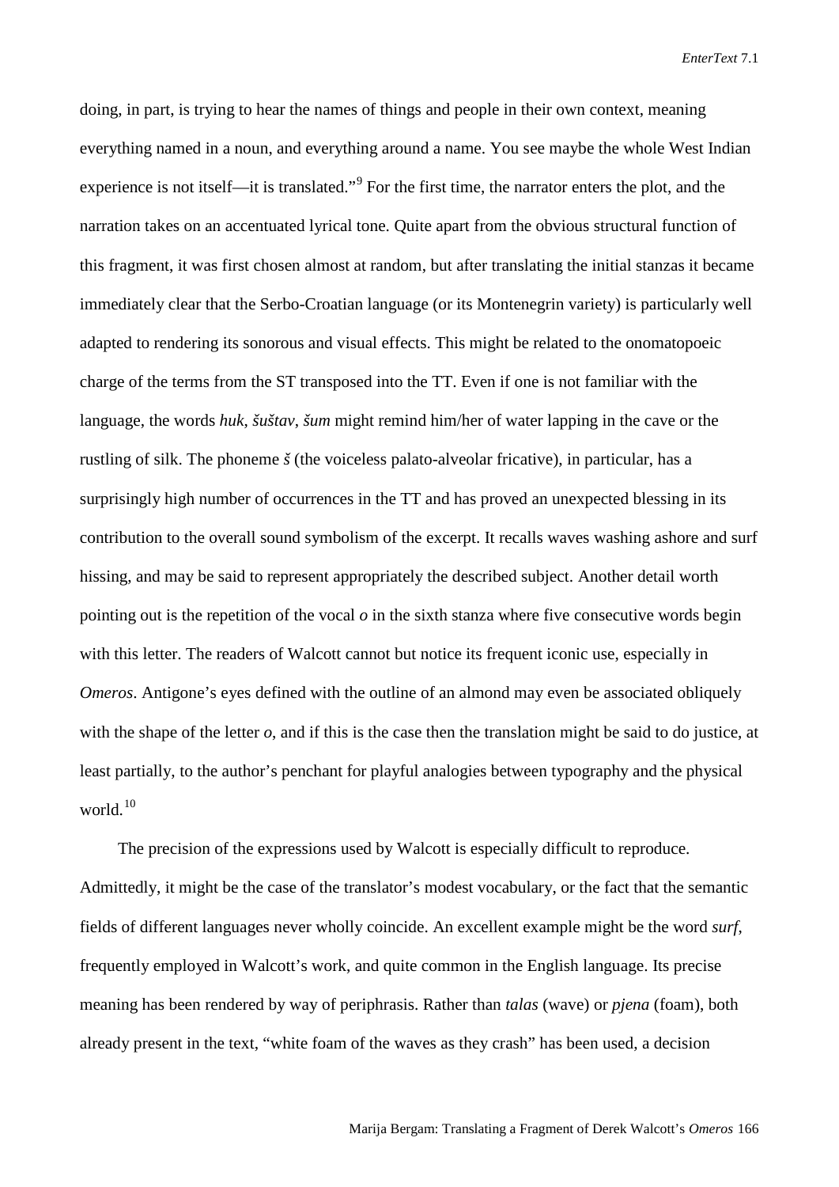doing, in part, is trying to hear the names of things and people in their own context, meaning everything named in a noun, and everything around a name. You see maybe the whole West Indian experience is not itself—it is translated."[9] For the first time, the narrator enters the plot, and the narration takes on an accentuated lyrical tone. Quite apart from the obvious structural function of this fragment, it was first chosen almost at random, but after translating the initial stanzas it became immediately clear that the Serbo-Croatian language (or its Montenegrin variety) is particularly well adapted to rendering its sonorous and visual effects. This might be related to the onomatopoeic charge of the terms from the ST transposed into the TT. Even if one is not familiar with the language, the words *huk*, *šuštav*, *šum* might remind him/her of water lapping in the cave or the rustling of silk. The phoneme *š* (the voiceless palato-alveolar fricative), in particular, has a surprisingly high number of occurrences in the TT and has proved an unexpected blessing in its contribution to the overall sound symbolism of the excerpt. It recalls waves washing ashore and surf hissing, and may be said to represent appropriately the described subject. Another detail worth pointing out is the repetition of the vocal *o* in the sixth stanza where five consecutive words begin with this letter. The readers of Walcott cannot but notice its frequent iconic use, especially in *Omeros*. Antigone's eyes defined with the outline of an almond may even be associated obliquely with the shape of the letter *o*, and if this is the case then the translation might be said to do justice, at least partially, to the author's penchant for playful analogies between typography and the physical world.[10]

The precision of the expressions used by Walcott is especially difficult to reproduce. Admittedly, it might be the case of the translator's modest vocabulary, or the fact that the semantic fields of different languages never wholly coincide. An excellent example might be the word *surf*, frequently employed in Walcott's work, and quite common in the English language. Its precise meaning has been rendered by way of periphrasis. Rather than *talas* (wave) or *pjena* (foam), both already present in the text, "white foam of the waves as they crash" has been used, a decision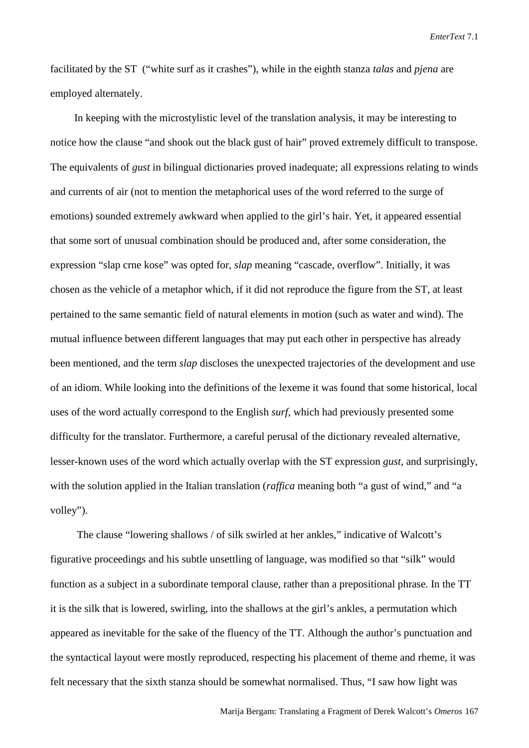facilitated by the ST ("white surf as it crashes"), while in the eighth stanza *talas* and *pjena* are employed alternately.

In keeping with the microstylistic level of the translation analysis, it may be interesting to notice how the clause "and shook out the black gust of hair" proved extremely difficult to transpose. The equivalents of *gust* in bilingual dictionaries proved inadequate; all expressions relating to winds and currents of air (not to mention the metaphorical uses of the word referred to the surge of emotions) sounded extremely awkward when applied to the girl's hair. Yet, it appeared essential that some sort of unusual combination should be produced and, after some consideration, the expression "slap crne kose" was opted for, *slap* meaning "cascade, overflow". Initially, it was chosen as the vehicle of a metaphor which, if it did not reproduce the figure from the ST, at least pertained to the same semantic field of natural elements in motion (such as water and wind). The mutual influence between different languages that may put each other in perspective has already been mentioned, and the term *slap* discloses the unexpected trajectories of the development and use of an idiom. While looking into the definitions of the lexeme it was found that some historical, local uses of the word actually correspond to the English *surf*, which had previously presented some difficulty for the translator. Furthermore, a careful perusal of the dictionary revealed alternative, lesser-known uses of the word which actually overlap with the ST expression *gust*, and surprisingly, with the solution applied in the Italian translation (*raffica* meaning both "a gust of wind," and "a volley").

The clause "lowering shallows / of silk swirled at her ankles," indicative of Walcott's figurative proceedings and his subtle unsettling of language, was modified so that "silk" would function as a subject in a subordinate temporal clause, rather than a prepositional phrase. In the TT it is the silk that is lowered, swirling, into the shallows at the girl's ankles, a permutation which appeared as inevitable for the sake of the fluency of the TT. Although the author's punctuation and the syntactical layout were mostly reproduced, respecting his placement of theme and rheme, it was felt necessary that the sixth stanza should be somewhat normalised. Thus, "I saw how light was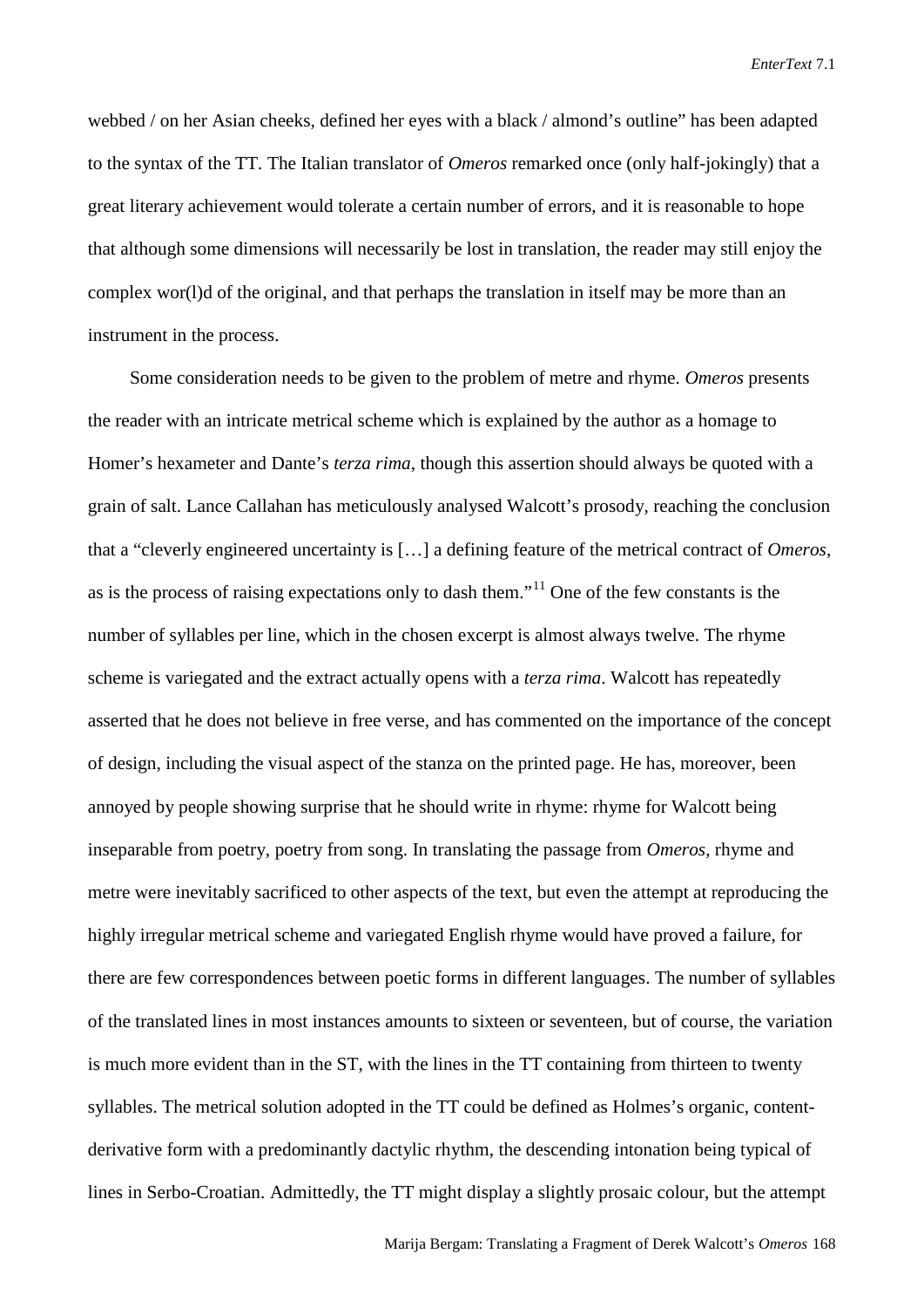webbed / on her Asian cheeks, defined her eyes with a black / almond's outline" has been adapted to the syntax of the TT. The Italian translator of *Omeros* remarked once (only half-jokingly) that a great literary achievement would tolerate a certain number of errors, and it is reasonable to hope that although some dimensions will necessarily be lost in translation, the reader may still enjoy the complex wor(l)d of the original, and that perhaps the translation in itself may be more than an instrument in the process.

Some consideration needs to be given to the problem of metre and rhyme. *Omeros* presents the reader with an intricate metrical scheme which is explained by the author as a homage to Homer's hexameter and Dante's *terza rima*, though this assertion should always be quoted with a grain of salt. Lance Callahan has meticulously analysed Walcott's prosody, reaching the conclusion that a "cleverly engineered uncertainty is […] a defining feature of the metrical contract of *Omeros*, as is the process of raising expectations only to dash them."[11] One of the few constants is the number of syllables per line, which in the chosen excerpt is almost always twelve. The rhyme scheme is variegated and the extract actually opens with a *terza rima*. Walcott has repeatedly asserted that he does not believe in free verse, and has commented on the importance of the concept of design, including the visual aspect of the stanza on the printed page. He has, moreover, been annoyed by people showing surprise that he should write in rhyme: rhyme for Walcott being inseparable from poetry, poetry from song. In translating the passage from *Omeros*, rhyme and metre were inevitably sacrificed to other aspects of the text, but even the attempt at reproducing the highly irregular metrical scheme and variegated English rhyme would have proved a failure, for there are few correspondences between poetic forms in different languages. The number of syllables of the translated lines in most instances amounts to sixteen or seventeen, but of course, the variation is much more evident than in the ST, with the lines in the TT containing from thirteen to twenty syllables. The metrical solution adopted in the TT could be defined as Holmes's organic, content-derivative form with a predominantly dactylic rhythm, the descending intonation being typical of lines in Serbo-Croatian. Admittedly, the TT might display a slightly prosaic colour, but the attempt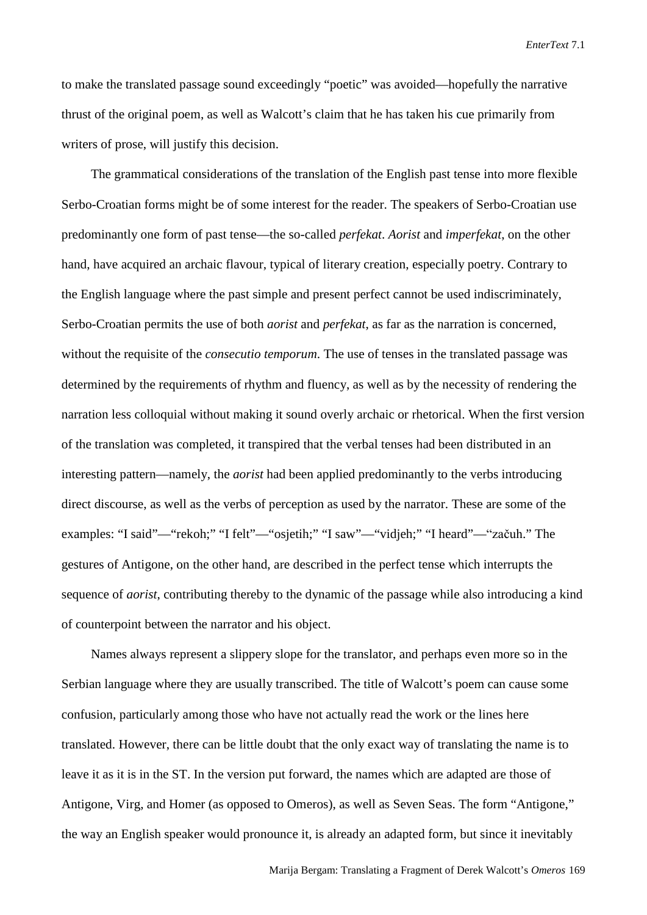to make the translated passage sound exceedingly "poetic" was avoided—hopefully the narrative thrust of the original poem, as well as Walcott's claim that he has taken his cue primarily from writers of prose, will justify this decision.

The grammatical considerations of the translation of the English past tense into more flexible Serbo-Croatian forms might be of some interest for the reader. The speakers of Serbo-Croatian use predominantly one form of past tense—the so-called *perfekat*. *Aorist* and *imperfekat*, on the other hand, have acquired an archaic flavour, typical of literary creation, especially poetry. Contrary to the English language where the past simple and present perfect cannot be used indiscriminately, Serbo-Croatian permits the use of both *aorist* and *perfekat*, as far as the narration is concerned, without the requisite of the *consecutio temporum*. The use of tenses in the translated passage was determined by the requirements of rhythm and fluency, as well as by the necessity of rendering the narration less colloquial without making it sound overly archaic or rhetorical. When the first version of the translation was completed, it transpired that the verbal tenses had been distributed in an interesting pattern—namely, the *aorist* had been applied predominantly to the verbs introducing direct discourse, as well as the verbs of perception as used by the narrator. These are some of the examples: "I said"—"rekoh;" "I felt"—"osjetih;" "I saw"—"vidjeh;" "I heard"—"začuh." The gestures of Antigone, on the other hand, are described in the perfect tense which interrupts the sequence of *aorist*, contributing thereby to the dynamic of the passage while also introducing a kind of counterpoint between the narrator and his object.

Names always represent a slippery slope for the translator, and perhaps even more so in the Serbian language where they are usually transcribed. The title of Walcott's poem can cause some confusion, particularly among those who have not actually read the work or the lines here translated. However, there can be little doubt that the only exact way of translating the name is to leave it as it is in the ST. In the version put forward, the names which are adapted are those of Antigone, Virg, and Homer (as opposed to Omeros), as well as Seven Seas. The form "Antigone," the way an English speaker would pronounce it, is already an adapted form, but since it inevitably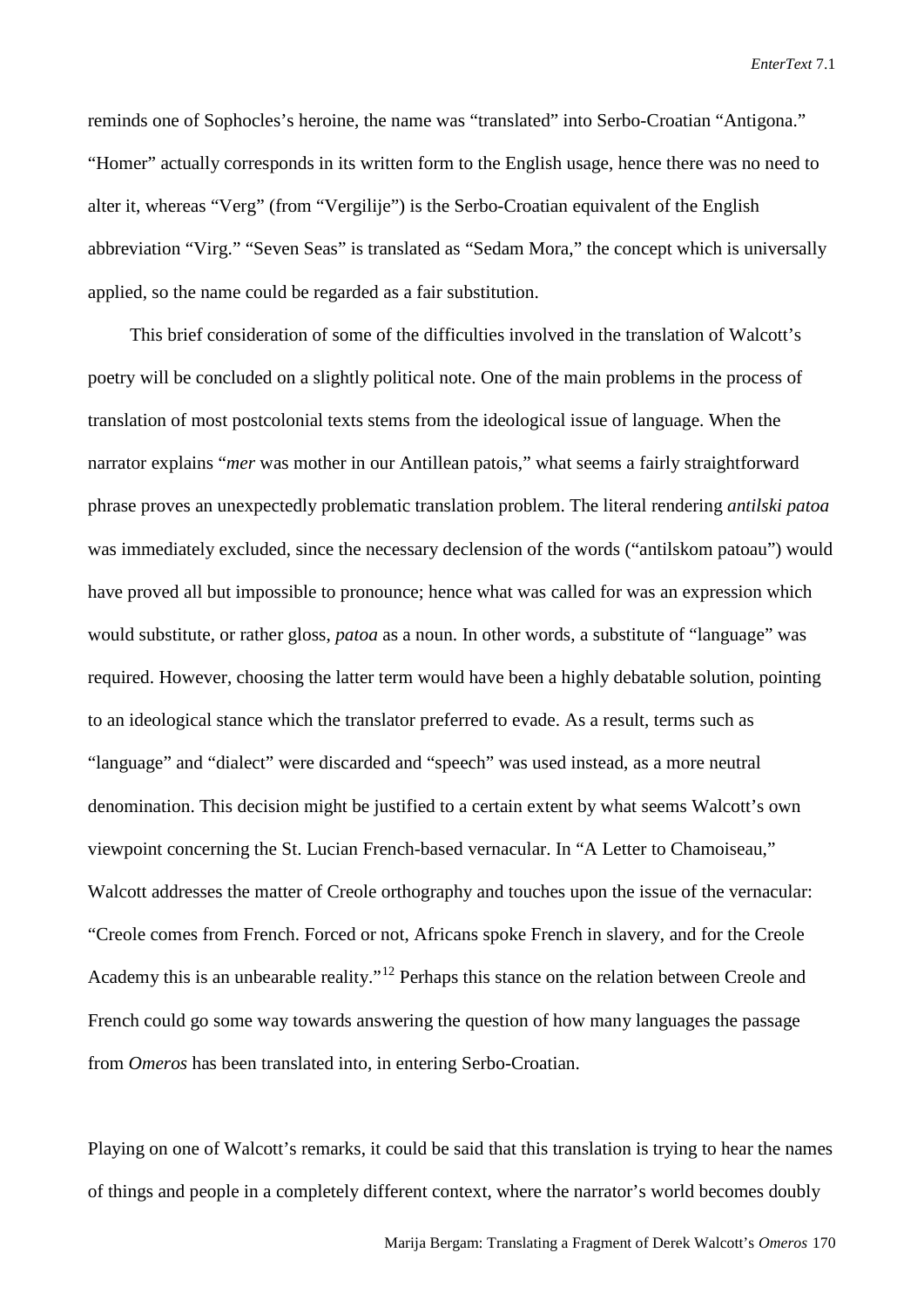reminds one of Sophocles's heroine, the name was "translated" into Serbo-Croatian "Antigona." "Homer" actually corresponds in its written form to the English usage, hence there was no need to alter it, whereas "Verg" (from "Vergilije") is the Serbo-Croatian equivalent of the English abbreviation "Virg." "Seven Seas" is translated as "Sedam Mora," the concept which is universally applied, so the name could be regarded as a fair substitution.

This brief consideration of some of the difficulties involved in the translation of Walcott's poetry will be concluded on a slightly political note. One of the main problems in the process of translation of most postcolonial texts stems from the ideological issue of language. When the narrator explains "*mer* was mother in our Antillean patois," what seems a fairly straightforward phrase proves an unexpectedly problematic translation problem. The literal rendering *antilski patoa* was immediately excluded, since the necessary declension of the words ("antilskom patoau") would have proved all but impossible to pronounce; hence what was called for was an expression which would substitute, or rather gloss, *patoa* as a noun. In other words, a substitute of "language" was required. However, choosing the latter term would have been a highly debatable solution, pointing to an ideological stance which the translator preferred to evade. As a result, terms such as "language" and "dialect" were discarded and "speech" was used instead, as a more neutral denomination. This decision might be justified to a certain extent by what seems Walcott's own viewpoint concerning the St. Lucian French-based vernacular. In "A Letter to Chamoiseau," Walcott addresses the matter of Creole orthography and touches upon the issue of the vernacular: "Creole comes from French. Forced or not, Africans spoke French in slavery, and for the Creole Academy this is an unbearable reality."[12] Perhaps this stance on the relation between Creole and French could go some way towards answering the question of how many languages the passage from *Omeros* has been translated into, in entering Serbo-Croatian.

Playing on one of Walcott's remarks, it could be said that this translation is trying to hear the names of things and people in a completely different context, where the narrator's world becomes doubly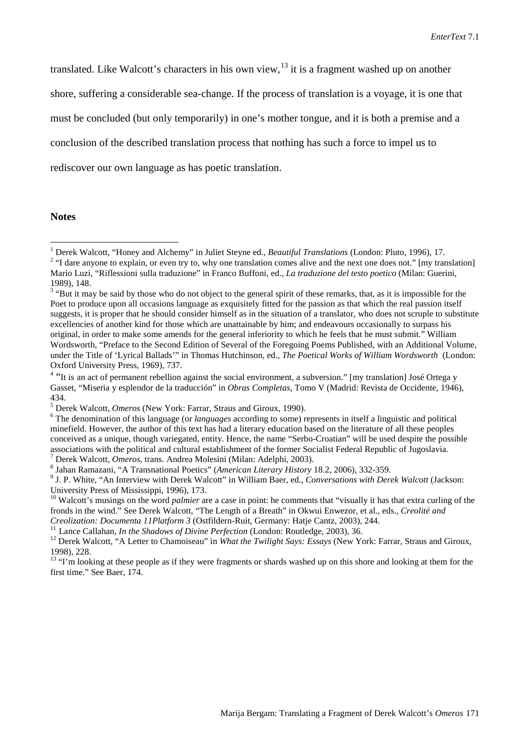translated. Like Walcott's characters in his own view,[13] it is a fragment washed up on another shore, suffering a considerable sea-change. If the process of translation is a voyage, it is one that must be concluded (but only temporarily) in one's mother tongue, and it is both a premise and a conclusion of the described translation process that nothing has such a force to impel us to rediscover our own language as has poetic translation.

## Notes

[1] Derek Walcott, "Honey and Alchemy" in Juliet Steyne ed., *Beautiful Translations* (London: Pluto, 1996), 17.

[2] "I dare anyone to explain, or even try to, why one translation comes alive and the next one does not." [my translation] Mario Luzi, "Riflessioni sulla traduzione" in Franco Buffoni, ed., *La traduzione del testo poetico* (Milan: Guerini, 1989), 148.

[3] "But it may be said by those who do not object to the general spirit of these remarks, that, as it is impossible for the Poet to produce upon all occasions language as exquisitely fitted for the passion as that which the real passion itself suggests, it is proper that he should consider himself as in the situation of a translator, who does not scruple to substitute excellencies of another kind for those which are unattainable by him; and endeavours occasionally to surpass his original, in order to make some amends for the general inferiority to which he feels that he must submit." William Wordsworth, "Preface to the Second Edition of Several of the Foregoing Poems Published, with an Additional Volume, under the Title of 'Lyrical Ballads'" in Thomas Hutchinson, ed., *The Poetical Works of William Wordsworth* (London: Oxford University Press, 1969), 737.

[4] "It is an act of permanent rebellion against the social environment, a subversion." [my translation] José Ortega y Gasset, "Miseria y esplendor de la traducción" in *Obras Completas*, Tomo V (Madrid: Revista de Occidente, 1946), 434.

[5] Derek Walcott, *Omeros* (New York: Farrar, Straus and Giroux, 1990).

[6] The denomination of this language (or *languages* according to some) represents in itself a linguistic and political minefield. However, the author of this text has had a literary education based on the literature of all these peoples conceived as a unique, though variegated, entity. Hence, the name "Serbo-Croatian" will be used despite the possible associations with the political and cultural establishment of the former Socialist Federal Republic of Jugoslavia.

[7] Derek Walcott, *Omeros*, trans. Andrea Molesini (Milan: Adelphi, 2003).

[8] Jahan Ramazani, "A Transnational Poetics" (*American Literary History* 18.2, 2006), 332-359.

[9] J. P. White, "An Interview with Derek Walcott" in William Baer, ed., *Conversations with Derek Walcott* (Jackson: University Press of Mississippi, 1996), 173.

[10] Walcott's musings on the word *palmier* are a case in point: he comments that "visually it has that extra curling of the fronds in the wind." See Derek Walcott, "The Length of a Breath" in Okwui Enwezor, et al., eds., *Creolité and Creolization: Documenta 11Platform 3* (Ostfildern-Ruit, Germany: Hatje Cantz, 2003), 244.

[11] Lance Callahan, *In the Shadows of Divine Perfection* (London: Routledge, 2003), 36.

[12] Derek Walcott, "A Letter to Chamoiseau" in *What the Twilight Says: Essays* (New York: Farrar, Straus and Giroux, 1998), 228.

[13] "I'm looking at these people as if they were fragments or shards washed up on this shore and looking at them for the first time." See Baer, 174.